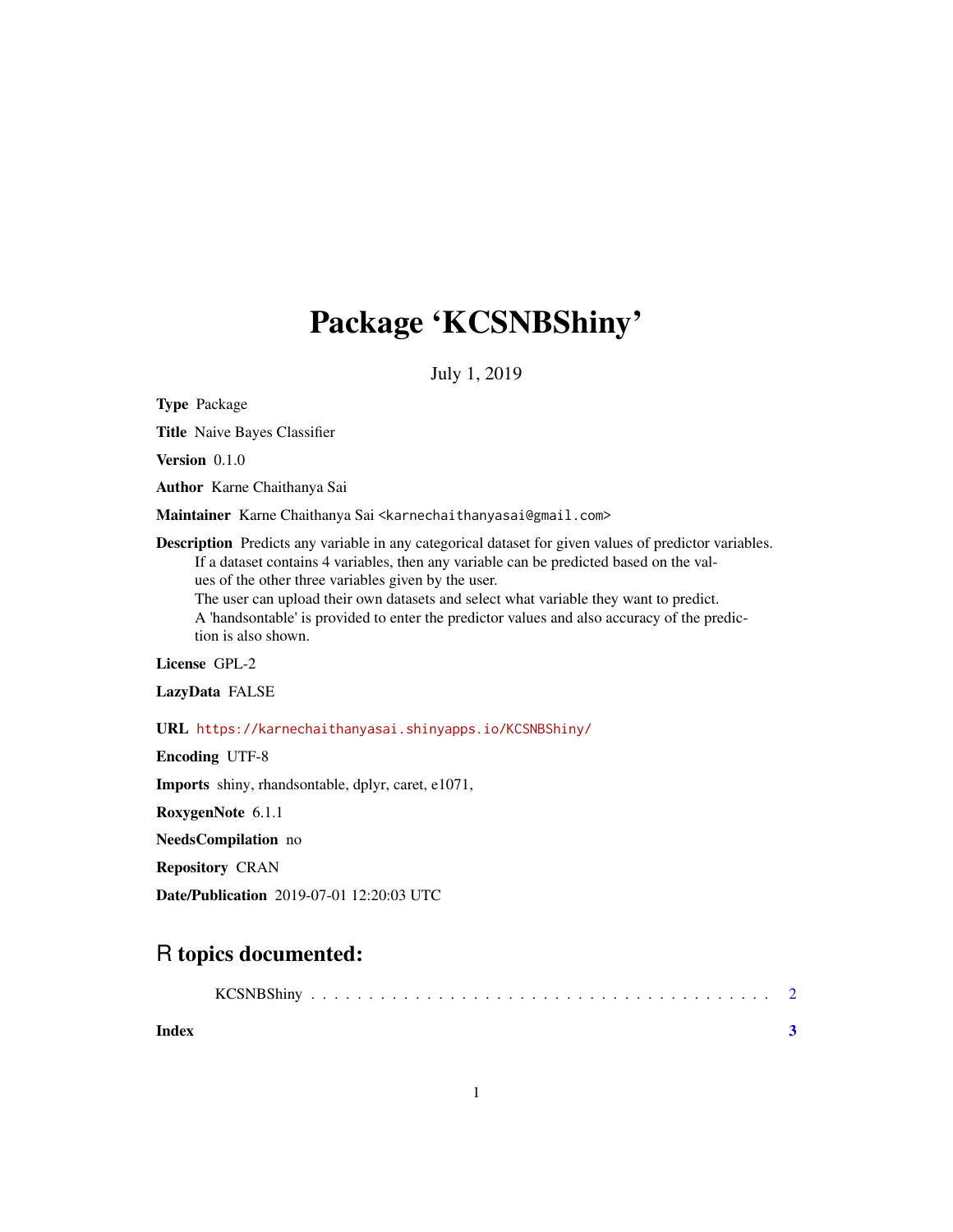# Package 'KCSNBShiny'

July 1, 2019

**Type** Package

**Title** Naive Bayes Classifier

**Version** 0.1.0

**Author** Karne Chaithanya Sai

**Maintainer** Karne Chaithanya Sai <karnechaithanyasai@gmail.com>

**Description** Predicts any variable in any categorical dataset for given values of predictor variables. If a dataset contains 4 variables, then any variable can be predicted based on the values of the other three variables given by the user. The user can upload their own datasets and select what variable they want to predict. A 'handsontable' is provided to enter the predictor values and also accuracy of the prediction is also shown.

**License** GPL-2

**LazyData** FALSE

**URL** https://karnechaithanyasai.shinyapps.io/KCSNBShiny/

**Encoding** UTF-8

**Imports** shiny, rhandsontable, dplyr, caret, e1071,

**RoxygenNote** 6.1.1

**NeedsCompilation** no

**Repository** CRAN

**Date/Publication** 2019-07-01 12:20:03 UTC

## R topics documented:

KCSNBShiny . . . . . . . . . . . . . . . . . . . . . . . . . . . . . . . . . . . . . . 2

**Index** **3**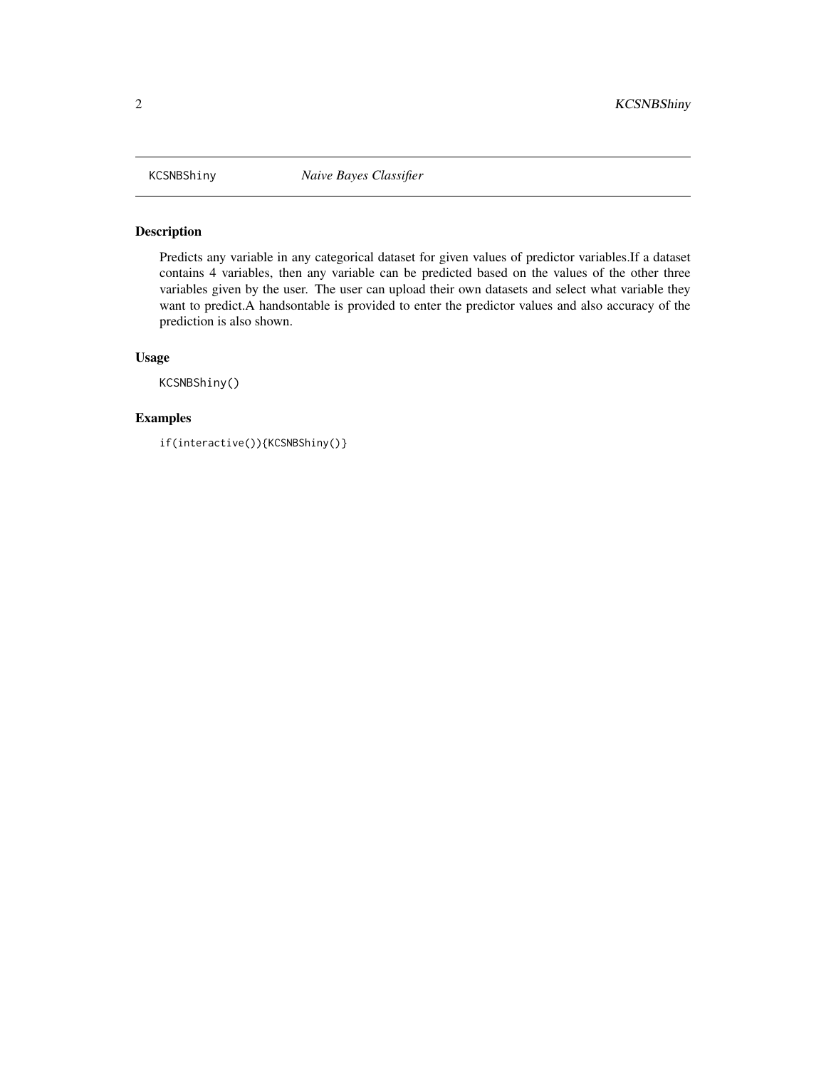# KCSNBShiny *Naive Bayes Classifier*

## Description

Predicts any variable in any categorical dataset for given values of predictor variables.If a dataset contains 4 variables, then any variable can be predicted based on the values of the other three variables given by the user. The user can upload their own datasets and select what variable they want to predict.A handsontable is provided to enter the predictor values and also accuracy of the prediction is also shown.

## Usage

```
KCSNBShiny()
```

## Examples

```
if(interactive()){KCSNBShiny()}
```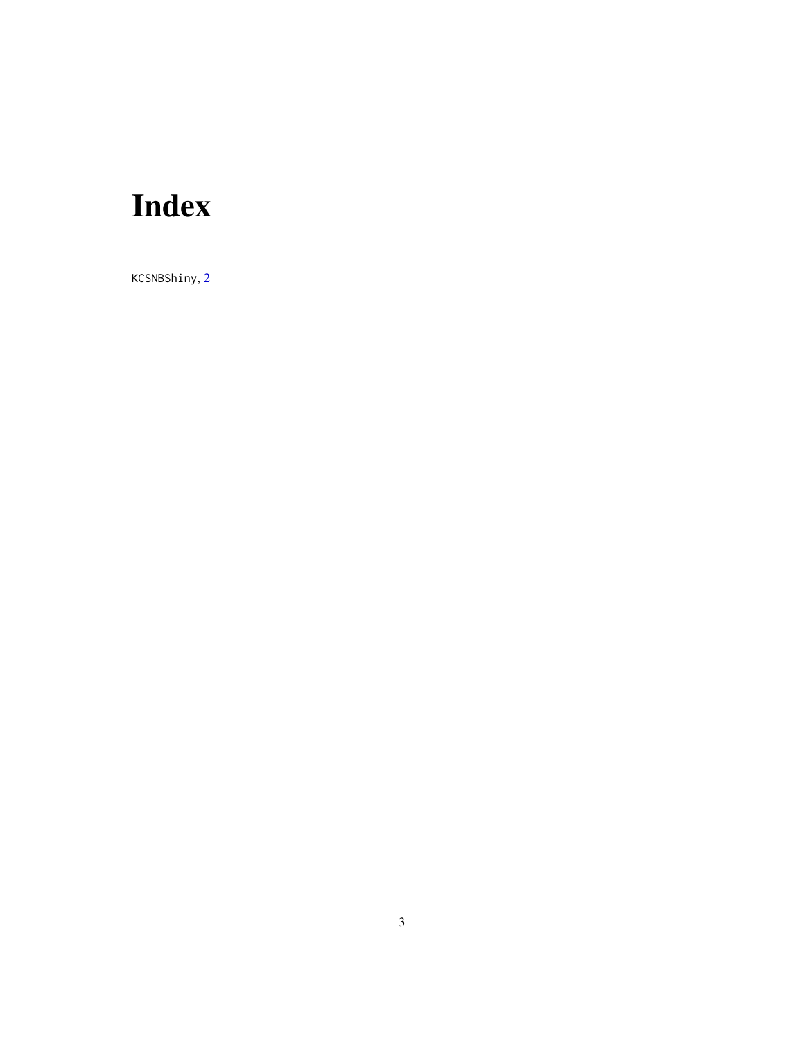# Index

`KCSNBShiny`, 2